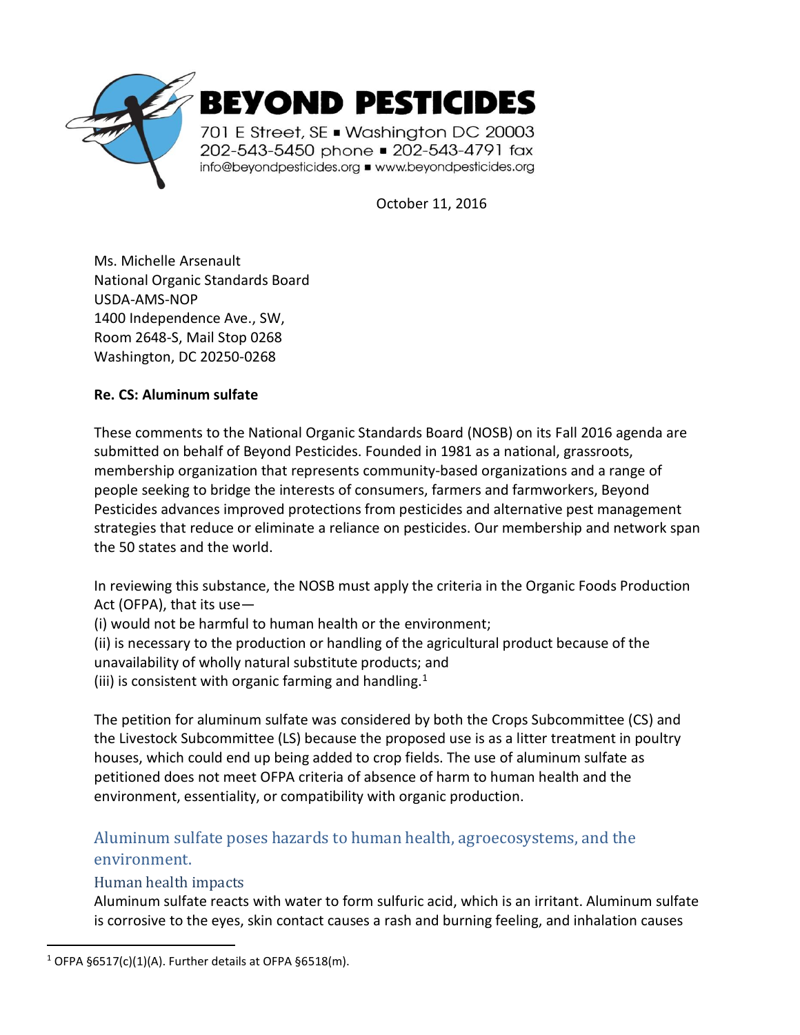**BEYOND PESTICIDES**

701 E Street, SE ▪ Washington DC 20003
202-543-5450 phone ▪ 202-543-4791 fax
info@beyondpesticides.org ▪ www.beyondpesticides.org

October 11, 2016

Ms. Michelle Arsenault
National Organic Standards Board
USDA-AMS-NOP
1400 Independence Ave., SW,
Room 2648-S, Mail Stop 0268
Washington, DC 20250-0268

**Re. CS: Aluminum sulfate**

These comments to the National Organic Standards Board (NOSB) on its Fall 2016 agenda are submitted on behalf of Beyond Pesticides. Founded in 1981 as a national, grassroots, membership organization that represents community-based organizations and a range of people seeking to bridge the interests of consumers, farmers and farmworkers, Beyond Pesticides advances improved protections from pesticides and alternative pest management strategies that reduce or eliminate a reliance on pesticides. Our membership and network span the 50 states and the world.

In reviewing this substance, the NOSB must apply the criteria in the Organic Foods Production Act (OFPA), that its use—
(i) would not be harmful to human health or the environment;
(ii) is necessary to the production or handling of the agricultural product because of the unavailability of wholly natural substitute products; and
(iii) is consistent with organic farming and handling.[1]

The petition for aluminum sulfate was considered by both the Crops Subcommittee (CS) and the Livestock Subcommittee (LS) because the proposed use is as a litter treatment in poultry houses, which could end up being added to crop fields. The use of aluminum sulfate as petitioned does not meet OFPA criteria of absence of harm to human health and the environment, essentiality, or compatibility with organic production.

## Aluminum sulfate poses hazards to human health, agroecosystems, and the environment.

### Human health impacts

Aluminum sulfate reacts with water to form sulfuric acid, which is an irritant. Aluminum sulfate is corrosive to the eyes, skin contact causes a rash and burning feeling, and inhalation causes

[1] OFPA §6517(c)(1)(A). Further details at OFPA §6518(m).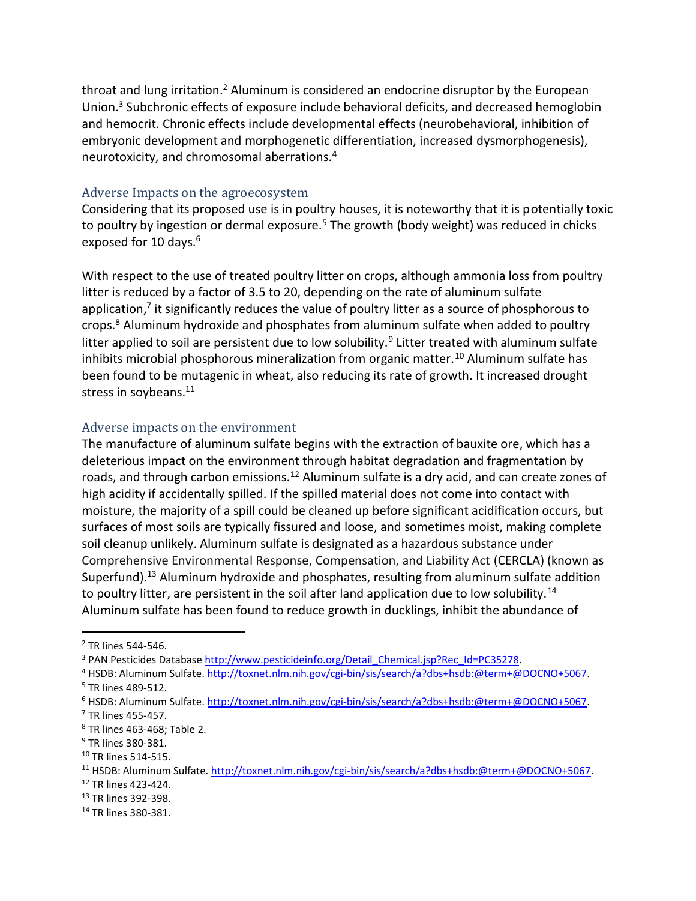throat and lung irritation.[2] Aluminum is considered an endocrine disruptor by the European Union.[3] Subchronic effects of exposure include behavioral deficits, and decreased hemoglobin and hemocrit. Chronic effects include developmental effects (neurobehavioral, inhibition of embryonic development and morphogenetic differentiation, increased dysmorphogenesis), neurotoxicity, and chromosomal aberrations.[4]

### Adverse Impacts on the agroecosystem

Considering that its proposed use is in poultry houses, it is noteworthy that it is potentially toxic to poultry by ingestion or dermal exposure.[5] The growth (body weight) was reduced in chicks exposed for 10 days.[6]

With respect to the use of treated poultry litter on crops, although ammonia loss from poultry litter is reduced by a factor of 3.5 to 20, depending on the rate of aluminum sulfate application,[7] it significantly reduces the value of poultry litter as a source of phosphorous to crops.[8] Aluminum hydroxide and phosphates from aluminum sulfate when added to poultry litter applied to soil are persistent due to low solubility.[9] Litter treated with aluminum sulfate inhibits microbial phosphorous mineralization from organic matter.[10] Aluminum sulfate has been found to be mutagenic in wheat, also reducing its rate of growth. It increased drought stress in soybeans.[11]

### Adverse impacts on the environment

The manufacture of aluminum sulfate begins with the extraction of bauxite ore, which has a deleterious impact on the environment through habitat degradation and fragmentation by roads, and through carbon emissions.[12] Aluminum sulfate is a dry acid, and can create zones of high acidity if accidentally spilled. If the spilled material does not come into contact with moisture, the majority of a spill could be cleaned up before significant acidification occurs, but surfaces of most soils are typically fissured and loose, and sometimes moist, making complete soil cleanup unlikely. Aluminum sulfate is designated as a hazardous substance under Comprehensive Environmental Response, Compensation, and Liability Act (CERCLA) (known as Superfund).[13] Aluminum hydroxide and phosphates, resulting from aluminum sulfate addition to poultry litter, are persistent in the soil after land application due to low solubility.[14] Aluminum sulfate has been found to reduce growth in ducklings, inhibit the abundance of

---

[2] TR lines 544-546.

[3] PAN Pesticides Database http://www.pesticideinfo.org/Detail_Chemical.jsp?Rec_Id=PC35278.

[4] HSDB: Aluminum Sulfate. http://toxnet.nlm.nih.gov/cgi-bin/sis/search/a?dbs+hsdb:@term+@DOCNO+5067.

[5] TR lines 489-512.

[6] HSDB: Aluminum Sulfate. http://toxnet.nlm.nih.gov/cgi-bin/sis/search/a?dbs+hsdb:@term+@DOCNO+5067.

[7] TR lines 455-457.

[8] TR lines 463-468; Table 2.

[9] TR lines 380-381.

[10] TR lines 514-515.

[11] HSDB: Aluminum Sulfate. http://toxnet.nlm.nih.gov/cgi-bin/sis/search/a?dbs+hsdb:@term+@DOCNO+5067.

[12] TR lines 423-424.

[13] TR lines 392-398.

[14] TR lines 380-381.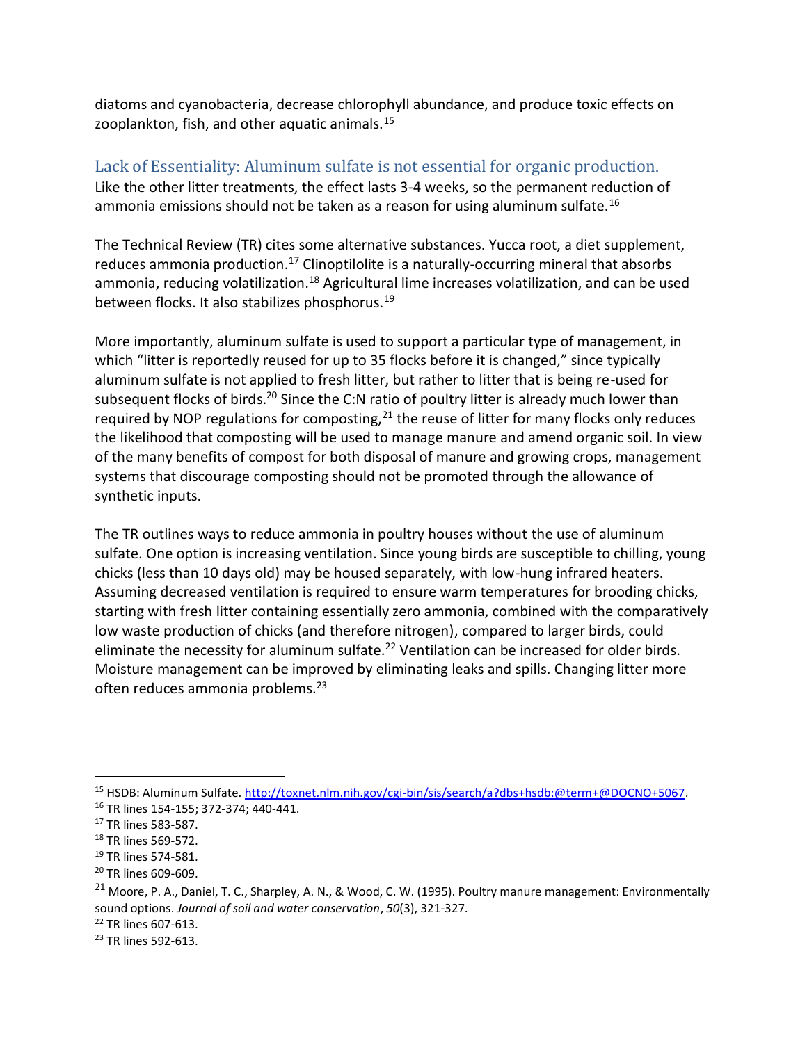diatoms and cyanobacteria, decrease chlorophyll abundance, and produce toxic effects on zooplankton, fish, and other aquatic animals.[15]

## Lack of Essentiality: Aluminum sulfate is not essential for organic production.

Like the other litter treatments, the effect lasts 3-4 weeks, so the permanent reduction of ammonia emissions should not be taken as a reason for using aluminum sulfate.[16]

The Technical Review (TR) cites some alternative substances. Yucca root, a diet supplement, reduces ammonia production.[17] Clinoptilolite is a naturally-occurring mineral that absorbs ammonia, reducing volatilization.[18] Agricultural lime increases volatilization, and can be used between flocks. It also stabilizes phosphorus.[19]

More importantly, aluminum sulfate is used to support a particular type of management, in which "litter is reportedly reused for up to 35 flocks before it is changed," since typically aluminum sulfate is not applied to fresh litter, but rather to litter that is being re-used for subsequent flocks of birds.[20] Since the C:N ratio of poultry litter is already much lower than required by NOP regulations for composting,[21] the reuse of litter for many flocks only reduces the likelihood that composting will be used to manage manure and amend organic soil. In view of the many benefits of compost for both disposal of manure and growing crops, management systems that discourage composting should not be promoted through the allowance of synthetic inputs.

The TR outlines ways to reduce ammonia in poultry houses without the use of aluminum sulfate. One option is increasing ventilation. Since young birds are susceptible to chilling, young chicks (less than 10 days old) may be housed separately, with low-hung infrared heaters. Assuming decreased ventilation is required to ensure warm temperatures for brooding chicks, starting with fresh litter containing essentially zero ammonia, combined with the comparatively low waste production of chicks (and therefore nitrogen), compared to larger birds, could eliminate the necessity for aluminum sulfate.[22] Ventilation can be increased for older birds. Moisture management can be improved by eliminating leaks and spills. Changing litter more often reduces ammonia problems.[23]

---

[15] HSDB: Aluminum Sulfate. http://toxnet.nlm.nih.gov/cgi-bin/sis/search/a?dbs+hsdb:@term+@DOCNO+5067.

[16] TR lines 154-155; 372-374; 440-441.

[17] TR lines 583-587.

[18] TR lines 569-572.

[19] TR lines 574-581.

[20] TR lines 609-609.

[21] Moore, P. A., Daniel, T. C., Sharpley, A. N., & Wood, C. W. (1995). Poultry manure management: Environmentally sound options. *Journal of soil and water conservation*, *50*(3), 321-327.

[22] TR lines 607-613.

[23] TR lines 592-613.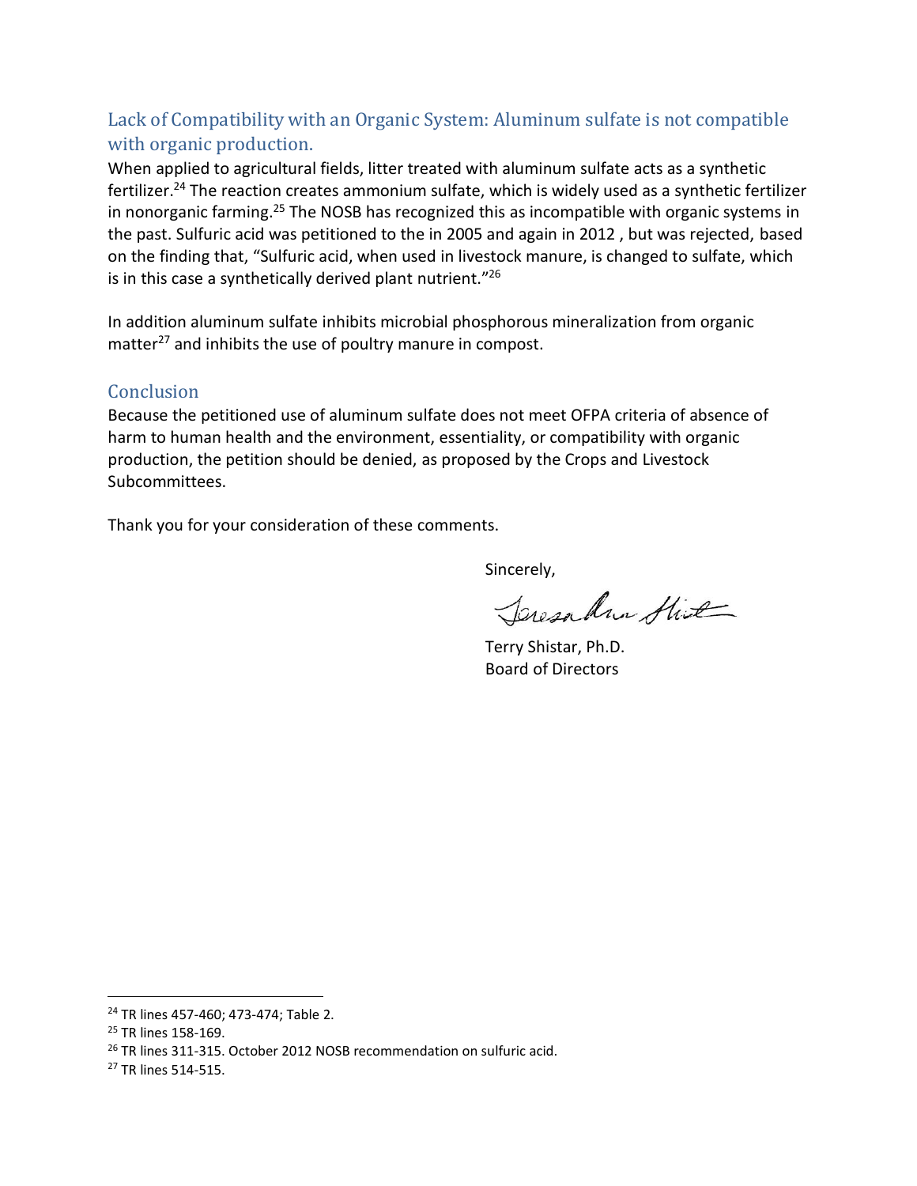## Lack of Compatibility with an Organic System: Aluminum sulfate is not compatible with organic production.

When applied to agricultural fields, litter treated with aluminum sulfate acts as a synthetic fertilizer.[24] The reaction creates ammonium sulfate, which is widely used as a synthetic fertilizer in nonorganic farming.[25] The NOSB has recognized this as incompatible with organic systems in the past. Sulfuric acid was petitioned to the in 2005 and again in 2012 , but was rejected, based on the finding that, "Sulfuric acid, when used in livestock manure, is changed to sulfate, which is in this case a synthetically derived plant nutrient."[26]

In addition aluminum sulfate inhibits microbial phosphorous mineralization from organic matter[27] and inhibits the use of poultry manure in compost.

## Conclusion

Because the petitioned use of aluminum sulfate does not meet OFPA criteria of absence of harm to human health and the environment, essentiality, or compatibility with organic production, the petition should be denied, as proposed by the Crops and Livestock Subcommittees.

Thank you for your consideration of these comments.

Sincerely,

Terry Shistar, Ph.D.
Board of Directors

---

[24] TR lines 457-460; 473-474; Table 2.

[25] TR lines 158-169.

[26] TR lines 311-315. October 2012 NOSB recommendation on sulfuric acid.

[27] TR lines 514-515.